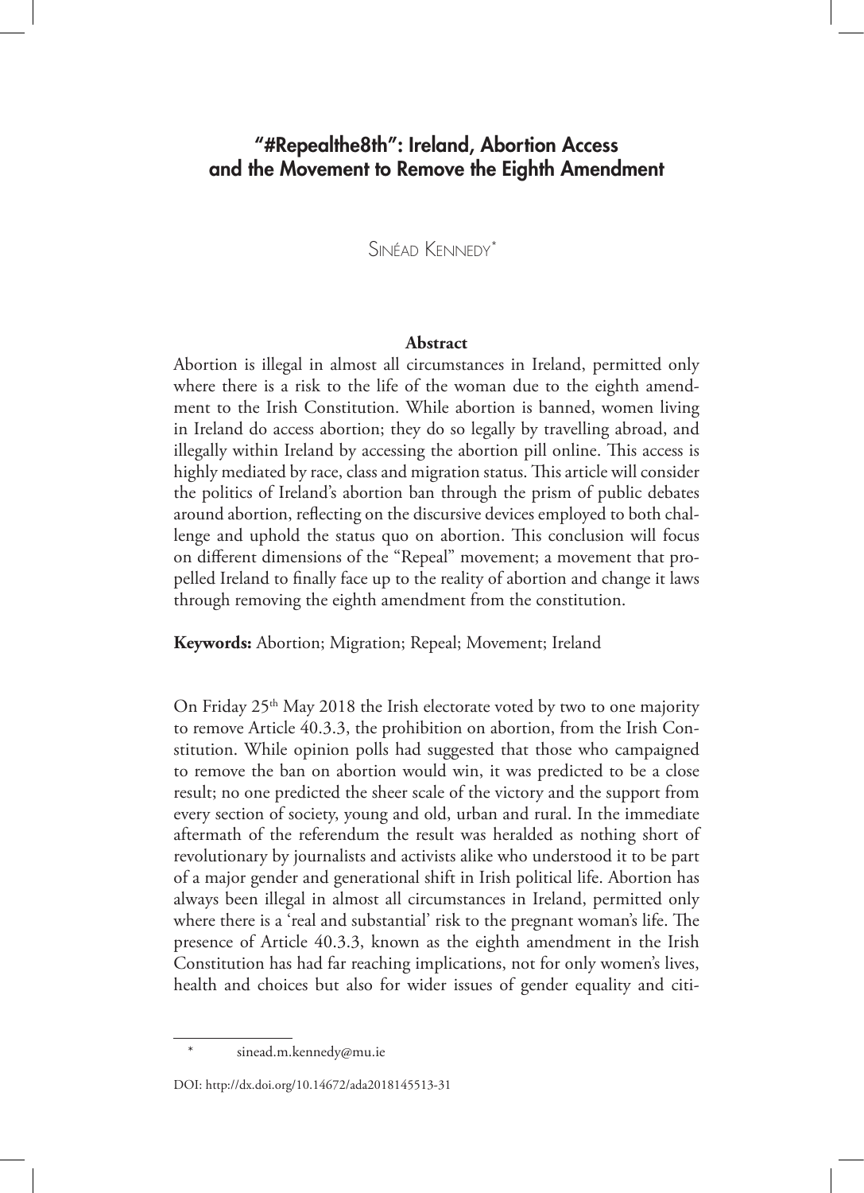# "#Repealthe8th": Ireland, Abortion Access and the Movement to Remove the Eighth Amendment

Sinéad Kennedy*

**Abstract**

Abortion is illegal in almost all circumstances in Ireland, permitted only where there is a risk to the life of the woman due to the eighth amendment to the Irish Constitution. While abortion is banned, women living in Ireland do access abortion; they do so legally by travelling abroad, and illegally within Ireland by accessing the abortion pill online. This access is highly mediated by race, class and migration status. This article will consider the politics of Ireland's abortion ban through the prism of public debates around abortion, reflecting on the discursive devices employed to both challenge and uphold the status quo on abortion. This conclusion will focus on different dimensions of the "Repeal" movement; a movement that propelled Ireland to finally face up to the reality of abortion and change it laws through removing the eighth amendment from the constitution.

**Keywords:** Abortion; Migration; Repeal; Movement; Ireland

On Friday 25th May 2018 the Irish electorate voted by two to one majority to remove Article 40.3.3, the prohibition on abortion, from the Irish Constitution. While opinion polls had suggested that those who campaigned to remove the ban on abortion would win, it was predicted to be a close result; no one predicted the sheer scale of the victory and the support from every section of society, young and old, urban and rural. In the immediate aftermath of the referendum the result was heralded as nothing short of revolutionary by journalists and activists alike who understood it to be part of a major gender and generational shift in Irish political life. Abortion has always been illegal in almost all circumstances in Ireland, permitted only where there is a 'real and substantial' risk to the pregnant woman's life. The presence of Article 40.3.3, known as the eighth amendment in the Irish Constitution has had far reaching implications, not for only women's lives, health and choices but also for wider issues of gender equality and citi-

\* sinead.m.kennedy@mu.ie

DOI: http://dx.doi.org/10.14672/ada2018145513-31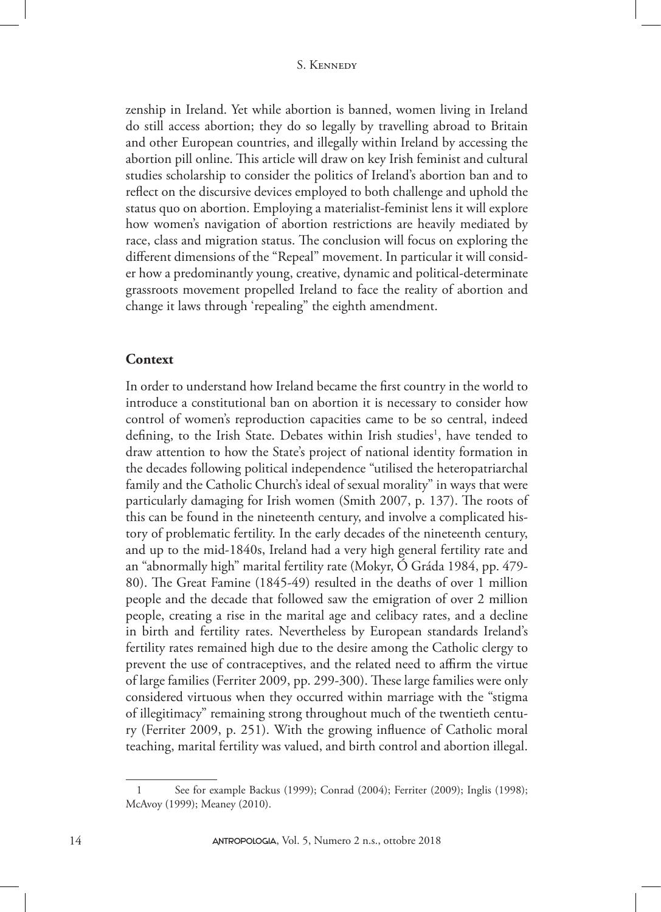zenship in Ireland. Yet while abortion is banned, women living in Ireland do still access abortion; they do so legally by travelling abroad to Britain and other European countries, and illegally within Ireland by accessing the abortion pill online. This article will draw on key Irish feminist and cultural studies scholarship to consider the politics of Ireland's abortion ban and to reflect on the discursive devices employed to both challenge and uphold the status quo on abortion. Employing a materialist-feminist lens it will explore how women's navigation of abortion restrictions are heavily mediated by race, class and migration status. The conclusion will focus on exploring the different dimensions of the "Repeal" movement. In particular it will consider how a predominantly young, creative, dynamic and political-determinate grassroots movement propelled Ireland to face the reality of abortion and change it laws through 'repealing" the eighth amendment.

## Context

In order to understand how Ireland became the first country in the world to introduce a constitutional ban on abortion it is necessary to consider how control of women's reproduction capacities came to be so central, indeed defining, to the Irish State. Debates within Irish studies[1], have tended to draw attention to how the State's project of national identity formation in the decades following political independence "utilised the heteropatriarchal family and the Catholic Church's ideal of sexual morality" in ways that were particularly damaging for Irish women (Smith 2007, p. 137). The roots of this can be found in the nineteenth century, and involve a complicated history of problematic fertility. In the early decades of the nineteenth century, and up to the mid-1840s, Ireland had a very high general fertility rate and an "abnormally high" marital fertility rate (Mokyr, Ó Gráda 1984, pp. 479-80). The Great Famine (1845-49) resulted in the deaths of over 1 million people and the decade that followed saw the emigration of over 2 million people, creating a rise in the marital age and celibacy rates, and a decline in birth and fertility rates. Nevertheless by European standards Ireland's fertility rates remained high due to the desire among the Catholic clergy to prevent the use of contraceptives, and the related need to affirm the virtue of large families (Ferriter 2009, pp. 299-300). These large families were only considered virtuous when they occurred within marriage with the "stigma of illegitimacy" remaining strong throughout much of the twentieth century (Ferriter 2009, p. 251). With the growing influence of Catholic moral teaching, marital fertility was valued, and birth control and abortion illegal.

---

[1] See for example Backus (1999); Conrad (2004); Ferriter (2009); Inglis (1998); McAvoy (1999); Meaney (2010).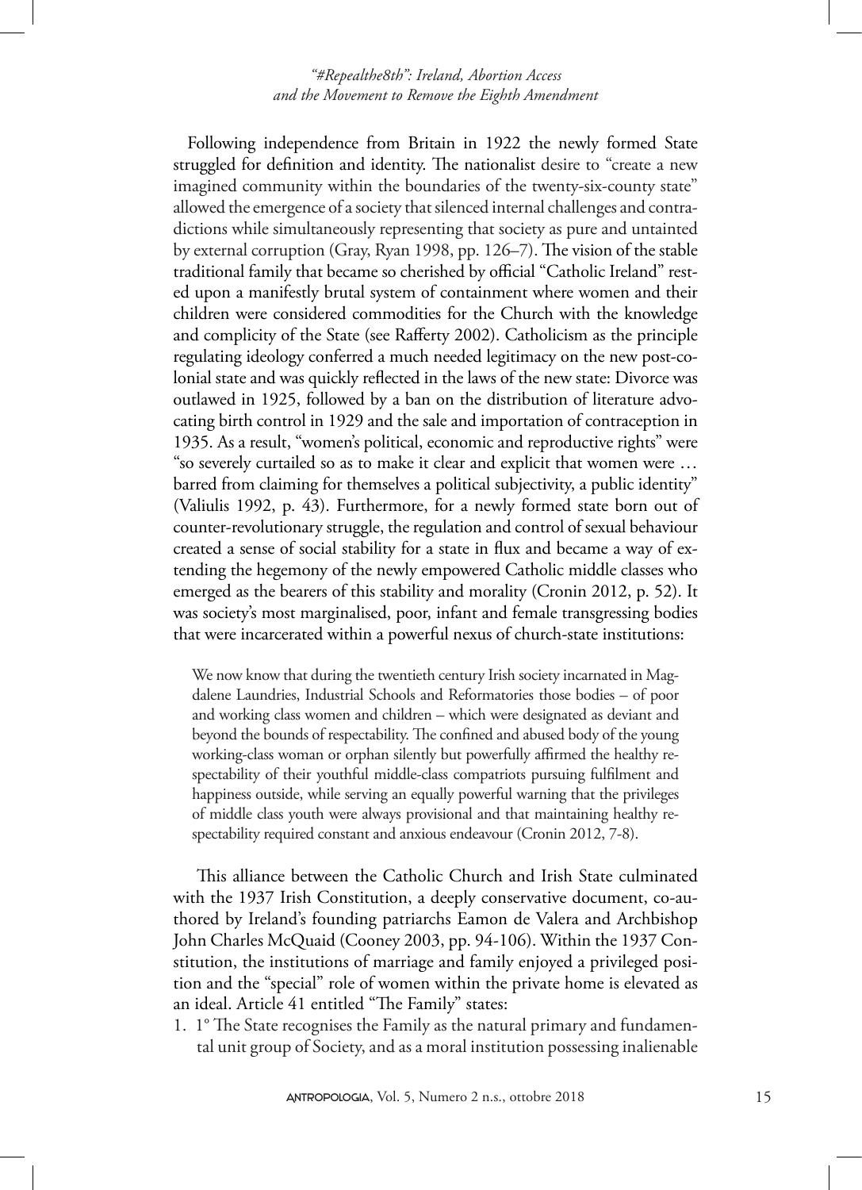Following independence from Britain in 1922 the newly formed State struggled for definition and identity. The nationalist desire to "create a new imagined community within the boundaries of the twenty-six-county state" allowed the emergence of a society that silenced internal challenges and contradictions while simultaneously representing that society as pure and untainted by external corruption (Gray, Ryan 1998, pp. 126–7). The vision of the stable traditional family that became so cherished by official "Catholic Ireland" rested upon a manifestly brutal system of containment where women and their children were considered commodities for the Church with the knowledge and complicity of the State (see Rafferty 2002). Catholicism as the principle regulating ideology conferred a much needed legitimacy on the new post-colonial state and was quickly reflected in the laws of the new state: Divorce was outlawed in 1925, followed by a ban on the distribution of literature advocating birth control in 1929 and the sale and importation of contraception in 1935. As a result, "women's political, economic and reproductive rights" were "so severely curtailed so as to make it clear and explicit that women were … barred from claiming for themselves a political subjectivity, a public identity" (Valiulis 1992, p. 43). Furthermore, for a newly formed state born out of counter-revolutionary struggle, the regulation and control of sexual behaviour created a sense of social stability for a state in flux and became a way of extending the hegemony of the newly empowered Catholic middle classes who emerged as the bearers of this stability and morality (Cronin 2012, p. 52). It was society's most marginalised, poor, infant and female transgressing bodies that were incarcerated within a powerful nexus of church-state institutions:

> We now know that during the twentieth century Irish society incarnated in Magdalene Laundries, Industrial Schools and Reformatories those bodies – of poor and working class women and children – which were designated as deviant and beyond the bounds of respectability. The confined and abused body of the young working-class woman or orphan silently but powerfully affirmed the healthy respectability of their youthful middle-class compatriots pursuing fulfilment and happiness outside, while serving an equally powerful warning that the privileges of middle class youth were always provisional and that maintaining healthy respectability required constant and anxious endeavour (Cronin 2012, 7-8).

This alliance between the Catholic Church and Irish State culminated with the 1937 Irish Constitution, a deeply conservative document, co-authored by Ireland's founding patriarchs Eamon de Valera and Archbishop John Charles McQuaid (Cooney 2003, pp. 94-106). Within the 1937 Constitution, the institutions of marriage and family enjoyed a privileged position and the "special" role of women within the private home is elevated as an ideal. Article 41 entitled "The Family" states:

1. 1° The State recognises the Family as the natural primary and fundamental unit group of Society, and as a moral institution possessing inalienable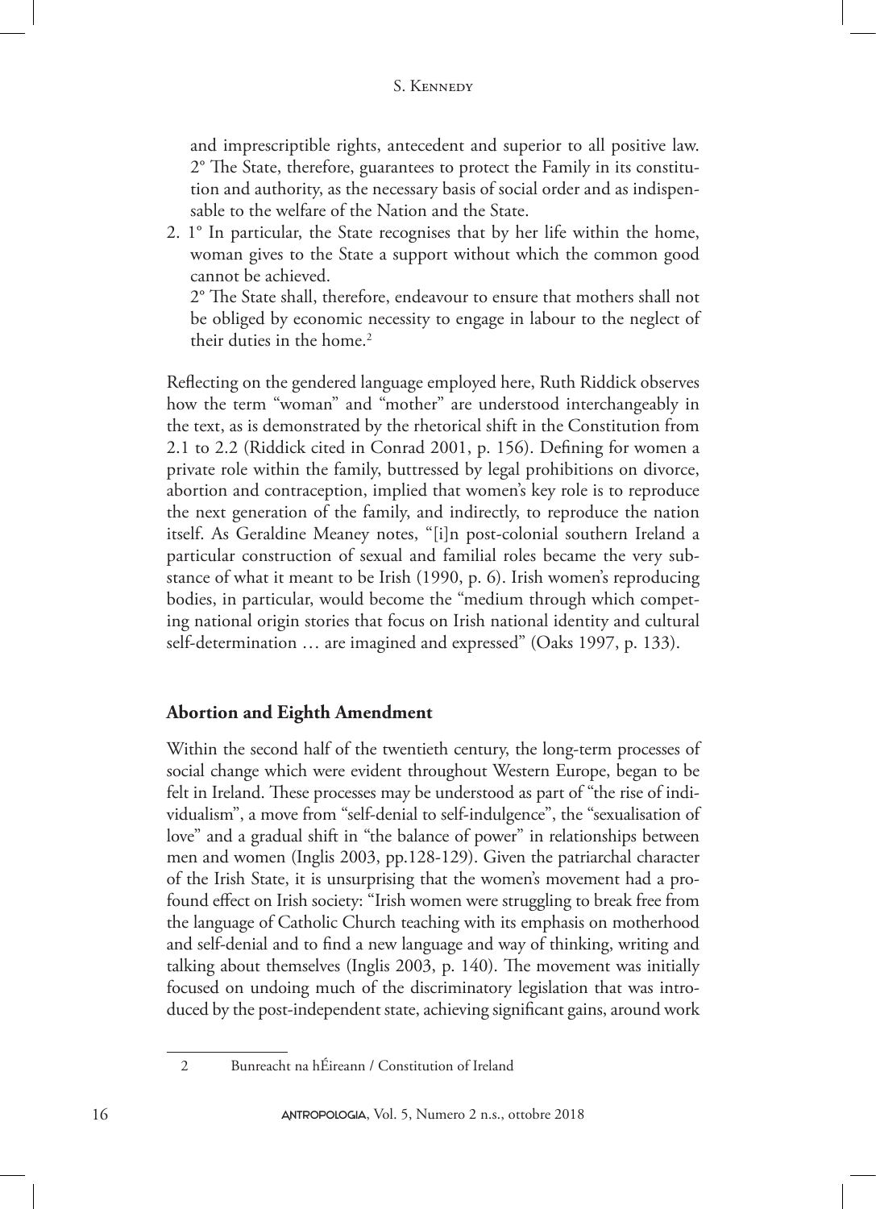and imprescriptible rights, antecedent and superior to all positive law.
2° The State, therefore, guarantees to protect the Family in its constitution and authority, as the necessary basis of social order and as indispensable to the welfare of the Nation and the State.

2. 1° In particular, the State recognises that by her life within the home, woman gives to the State a support without which the common good cannot be achieved.
2° The State shall, therefore, endeavour to ensure that mothers shall not be obliged by economic necessity to engage in labour to the neglect of their duties in the home.[2]

Reflecting on the gendered language employed here, Ruth Riddick observes how the term "woman" and "mother" are understood interchangeably in the text, as is demonstrated by the rhetorical shift in the Constitution from 2.1 to 2.2 (Riddick cited in Conrad 2001, p. 156). Defining for women a private role within the family, buttressed by legal prohibitions on divorce, abortion and contraception, implied that women's key role is to reproduce the next generation of the family, and indirectly, to reproduce the nation itself. As Geraldine Meaney notes, "[i]n post-colonial southern Ireland a particular construction of sexual and familial roles became the very substance of what it meant to be Irish (1990, p. 6). Irish women's reproducing bodies, in particular, would become the "medium through which competing national origin stories that focus on Irish national identity and cultural self-determination … are imagined and expressed" (Oaks 1997, p. 133).

## Abortion and Eighth Amendment

Within the second half of the twentieth century, the long-term processes of social change which were evident throughout Western Europe, began to be felt in Ireland. These processes may be understood as part of "the rise of individualism", a move from "self-denial to self-indulgence", the "sexualisation of love" and a gradual shift in "the balance of power" in relationships between men and women (Inglis 2003, pp.128-129). Given the patriarchal character of the Irish State, it is unsurprising that the women's movement had a profound effect on Irish society: "Irish women were struggling to break free from the language of Catholic Church teaching with its emphasis on motherhood and self-denial and to find a new language and way of thinking, writing and talking about themselves (Inglis 2003, p. 140). The movement was initially focused on undoing much of the discriminatory legislation that was introduced by the post-independent state, achieving significant gains, around work

---

2 Bunreacht na hÉireann / Constitution of Ireland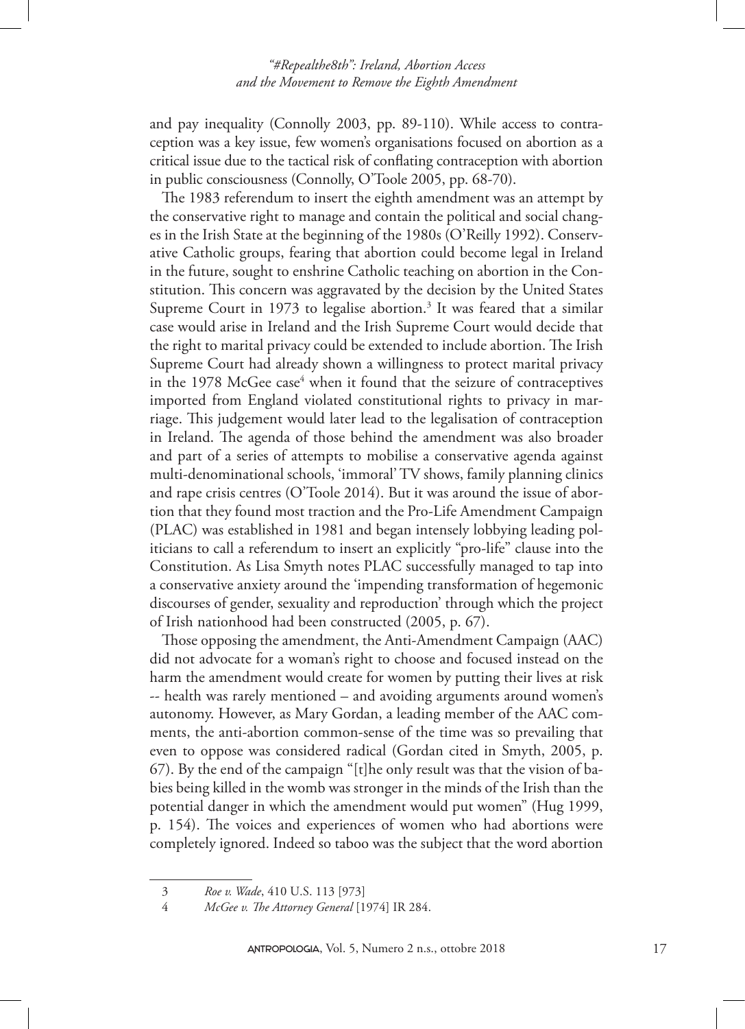and pay inequality (Connolly 2003, pp. 89-110). While access to contraception was a key issue, few women's organisations focused on abortion as a critical issue due to the tactical risk of conflating contraception with abortion in public consciousness (Connolly, O'Toole 2005, pp. 68-70).

The 1983 referendum to insert the eighth amendment was an attempt by the conservative right to manage and contain the political and social changes in the Irish State at the beginning of the 1980s (O'Reilly 1992). Conservative Catholic groups, fearing that abortion could become legal in Ireland in the future, sought to enshrine Catholic teaching on abortion in the Constitution. This concern was aggravated by the decision by the United States Supreme Court in 1973 to legalise abortion.[3] It was feared that a similar case would arise in Ireland and the Irish Supreme Court would decide that the right to marital privacy could be extended to include abortion. The Irish Supreme Court had already shown a willingness to protect marital privacy in the 1978 McGee case[4] when it found that the seizure of contraceptives imported from England violated constitutional rights to privacy in marriage. This judgement would later lead to the legalisation of contraception in Ireland. The agenda of those behind the amendment was also broader and part of a series of attempts to mobilise a conservative agenda against multi-denominational schools, 'immoral' TV shows, family planning clinics and rape crisis centres (O'Toole 2014). But it was around the issue of abortion that they found most traction and the Pro-Life Amendment Campaign (PLAC) was established in 1981 and began intensely lobbying leading politicians to call a referendum to insert an explicitly "pro-life" clause into the Constitution. As Lisa Smyth notes PLAC successfully managed to tap into a conservative anxiety around the 'impending transformation of hegemonic discourses of gender, sexuality and reproduction' through which the project of Irish nationhood had been constructed (2005, p. 67).

Those opposing the amendment, the Anti-Amendment Campaign (AAC) did not advocate for a woman's right to choose and focused instead on the harm the amendment would create for women by putting their lives at risk -- health was rarely mentioned – and avoiding arguments around women's autonomy. However, as Mary Gordan, a leading member of the AAC comments, the anti-abortion common-sense of the time was so prevailing that even to oppose was considered radical (Gordan cited in Smyth, 2005, p. 67). By the end of the campaign "[t]he only result was that the vision of babies being killed in the womb was stronger in the minds of the Irish than the potential danger in which the amendment would put women" (Hug 1999, p. 154). The voices and experiences of women who had abortions were completely ignored. Indeed so taboo was the subject that the word abortion

3 *Roe v. Wade*, 410 U.S. 113 [973]

4 *McGee v. The Attorney General* [1974] IR 284.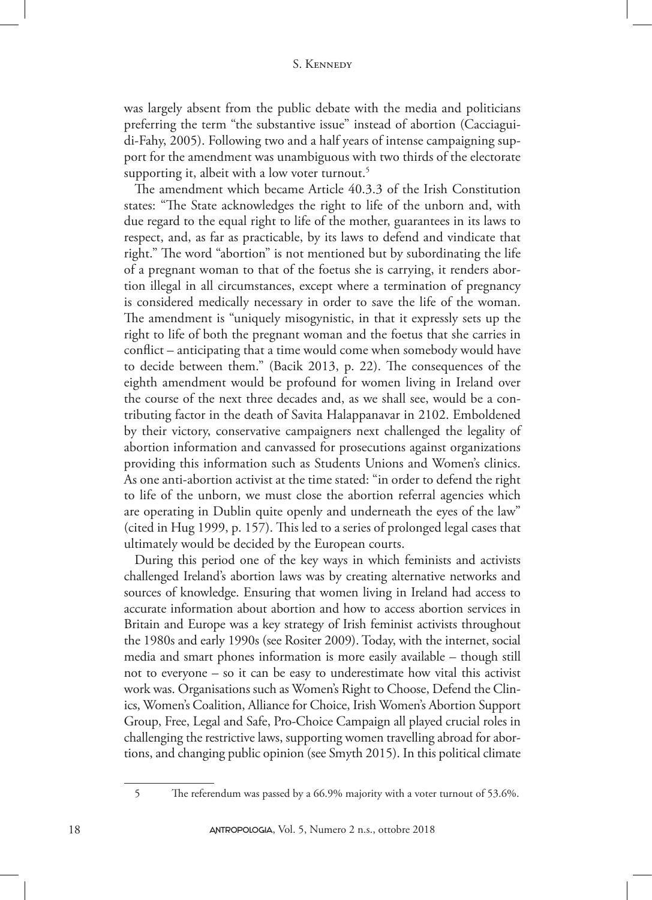was largely absent from the public debate with the media and politicians preferring the term "the substantive issue" instead of abortion (Cacciaguidi-Fahy, 2005). Following two and a half years of intense campaigning support for the amendment was unambiguous with two thirds of the electorate supporting it, albeit with a low voter turnout.[5]

The amendment which became Article 40.3.3 of the Irish Constitution states: "The State acknowledges the right to life of the unborn and, with due regard to the equal right to life of the mother, guarantees in its laws to respect, and, as far as practicable, by its laws to defend and vindicate that right." The word "abortion" is not mentioned but by subordinating the life of a pregnant woman to that of the foetus she is carrying, it renders abortion illegal in all circumstances, except where a termination of pregnancy is considered medically necessary in order to save the life of the woman. The amendment is "uniquely misogynistic, in that it expressly sets up the right to life of both the pregnant woman and the foetus that she carries in conflict – anticipating that a time would come when somebody would have to decide between them." (Bacik 2013, p. 22). The consequences of the eighth amendment would be profound for women living in Ireland over the course of the next three decades and, as we shall see, would be a contributing factor in the death of Savita Halappanavar in 2102. Emboldened by their victory, conservative campaigners next challenged the legality of abortion information and canvassed for prosecutions against organizations providing this information such as Students Unions and Women's clinics. As one anti-abortion activist at the time stated: "in order to defend the right to life of the unborn, we must close the abortion referral agencies which are operating in Dublin quite openly and underneath the eyes of the law" (cited in Hug 1999, p. 157). This led to a series of prolonged legal cases that ultimately would be decided by the European courts.

During this period one of the key ways in which feminists and activists challenged Ireland's abortion laws was by creating alternative networks and sources of knowledge. Ensuring that women living in Ireland had access to accurate information about abortion and how to access abortion services in Britain and Europe was a key strategy of Irish feminist activists throughout the 1980s and early 1990s (see Rositer 2009). Today, with the internet, social media and smart phones information is more easily available – though still not to everyone – so it can be easy to underestimate how vital this activist work was. Organisations such as Women's Right to Choose, Defend the Clinics, Women's Coalition, Alliance for Choice, Irish Women's Abortion Support Group, Free, Legal and Safe, Pro-Choice Campaign all played crucial roles in challenging the restrictive laws, supporting women travelling abroad for abortions, and changing public opinion (see Smyth 2015). In this political climate

---

5 The referendum was passed by a 66.9% majority with a voter turnout of 53.6%.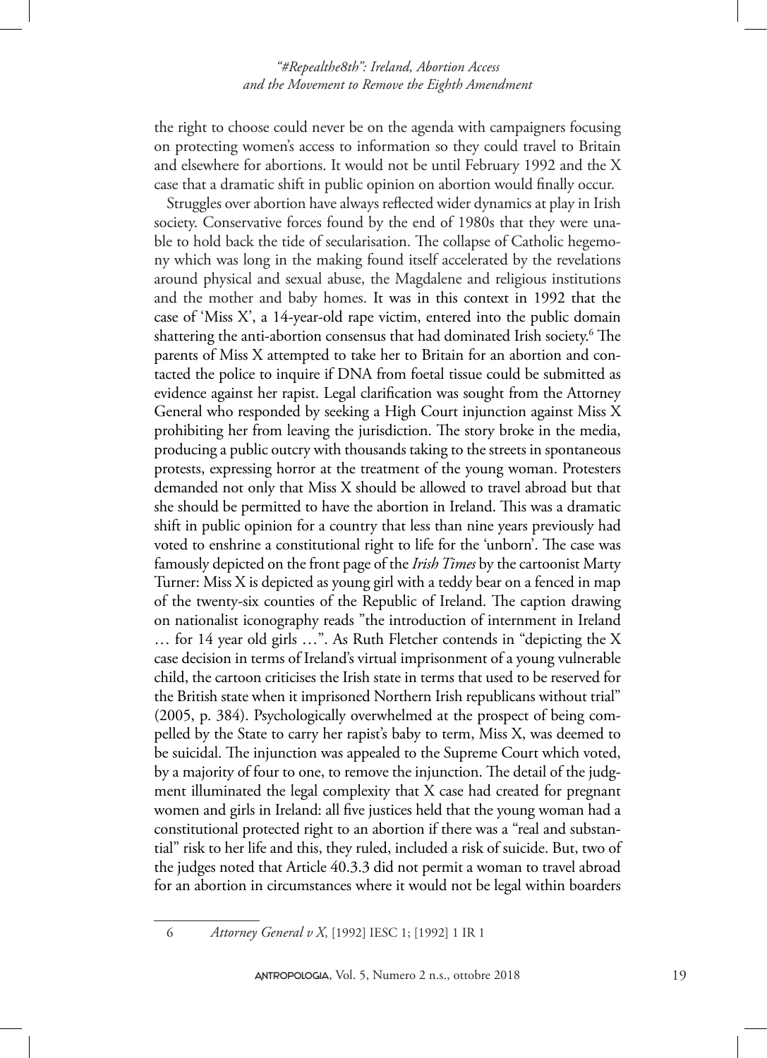the right to choose could never be on the agenda with campaigners focusing on protecting women's access to information so they could travel to Britain and elsewhere for abortions. It would not be until February 1992 and the X case that a dramatic shift in public opinion on abortion would finally occur.

Struggles over abortion have always reflected wider dynamics at play in Irish society. Conservative forces found by the end of 1980s that they were unable to hold back the tide of secularisation. The collapse of Catholic hegemony which was long in the making found itself accelerated by the revelations around physical and sexual abuse, the Magdalene and religious institutions and the mother and baby homes. It was in this context in 1992 that the case of 'Miss X', a 14-year-old rape victim, entered into the public domain shattering the anti-abortion consensus that had dominated Irish society.[6] The parents of Miss X attempted to take her to Britain for an abortion and contacted the police to inquire if DNA from foetal tissue could be submitted as evidence against her rapist. Legal clarification was sought from the Attorney General who responded by seeking a High Court injunction against Miss X prohibiting her from leaving the jurisdiction. The story broke in the media, producing a public outcry with thousands taking to the streets in spontaneous protests, expressing horror at the treatment of the young woman. Protesters demanded not only that Miss X should be allowed to travel abroad but that she should be permitted to have the abortion in Ireland. This was a dramatic shift in public opinion for a country that less than nine years previously had voted to enshrine a constitutional right to life for the 'unborn'. The case was famously depicted on the front page of the *Irish Times* by the cartoonist Marty Turner: Miss X is depicted as young girl with a teddy bear on a fenced in map of the twenty-six counties of the Republic of Ireland. The caption drawing on nationalist iconography reads "the introduction of internment in Ireland … for 14 year old girls …". As Ruth Fletcher contends in "depicting the X case decision in terms of Ireland's virtual imprisonment of a young vulnerable child, the cartoon criticises the Irish state in terms that used to be reserved for the British state when it imprisoned Northern Irish republicans without trial" (2005, p. 384). Psychologically overwhelmed at the prospect of being compelled by the State to carry her rapist's baby to term, Miss X, was deemed to be suicidal. The injunction was appealed to the Supreme Court which voted, by a majority of four to one, to remove the injunction. The detail of the judgment illuminated the legal complexity that X case had created for pregnant women and girls in Ireland: all five justices held that the young woman had a constitutional protected right to an abortion if there was a "real and substantial" risk to her life and this, they ruled, included a risk of suicide. But, two of the judges noted that Article 40.3.3 did not permit a woman to travel abroad for an abortion in circumstances where it would not be legal within boarders

---

6 *Attorney General v X*, [1992] IESC 1; [1992] 1 IR 1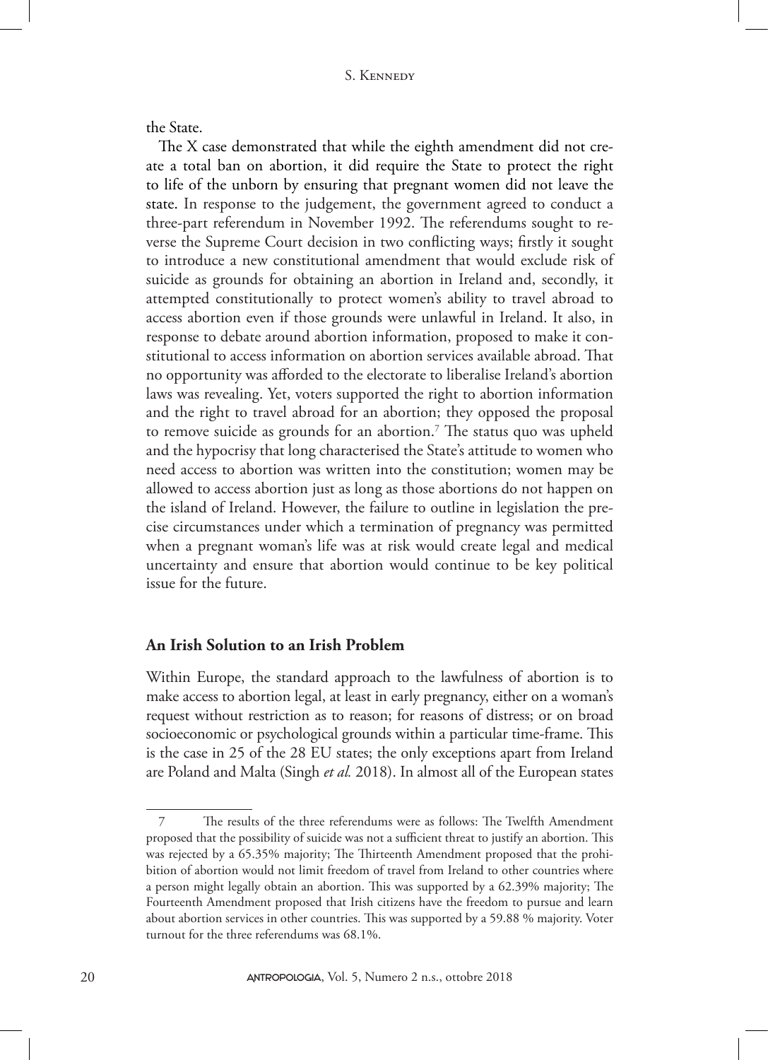the State.

The X case demonstrated that while the eighth amendment did not create a total ban on abortion, it did require the State to protect the right to life of the unborn by ensuring that pregnant women did not leave the state. In response to the judgement, the government agreed to conduct a three-part referendum in November 1992. The referendums sought to reverse the Supreme Court decision in two conflicting ways; firstly it sought to introduce a new constitutional amendment that would exclude risk of suicide as grounds for obtaining an abortion in Ireland and, secondly, it attempted constitutionally to protect women's ability to travel abroad to access abortion even if those grounds were unlawful in Ireland. It also, in response to debate around abortion information, proposed to make it constitutional to access information on abortion services available abroad. That no opportunity was afforded to the electorate to liberalise Ireland's abortion laws was revealing. Yet, voters supported the right to abortion information and the right to travel abroad for an abortion; they opposed the proposal to remove suicide as grounds for an abortion.[7] The status quo was upheld and the hypocrisy that long characterised the State's attitude to women who need access to abortion was written into the constitution; women may be allowed to access abortion just as long as those abortions do not happen on the island of Ireland. However, the failure to outline in legislation the precise circumstances under which a termination of pregnancy was permitted when a pregnant woman's life was at risk would create legal and medical uncertainty and ensure that abortion would continue to be key political issue for the future.

## An Irish Solution to an Irish Problem

Within Europe, the standard approach to the lawfulness of abortion is to make access to abortion legal, at least in early pregnancy, either on a woman's request without restriction as to reason; for reasons of distress; or on broad socioeconomic or psychological grounds within a particular time-frame. This is the case in 25 of the 28 EU states; the only exceptions apart from Ireland are Poland and Malta (Singh *et al.* 2018). In almost all of the European states

---

7 The results of the three referendums were as follows: The Twelfth Amendment proposed that the possibility of suicide was not a sufficient threat to justify an abortion. This was rejected by a 65.35% majority; The Thirteenth Amendment proposed that the prohibition of abortion would not limit freedom of travel from Ireland to other countries where a person might legally obtain an abortion. This was supported by a 62.39% majority; The Fourteenth Amendment proposed that Irish citizens have the freedom to pursue and learn about abortion services in other countries. This was supported by a 59.88 % majority. Voter turnout for the three referendums was 68.1%.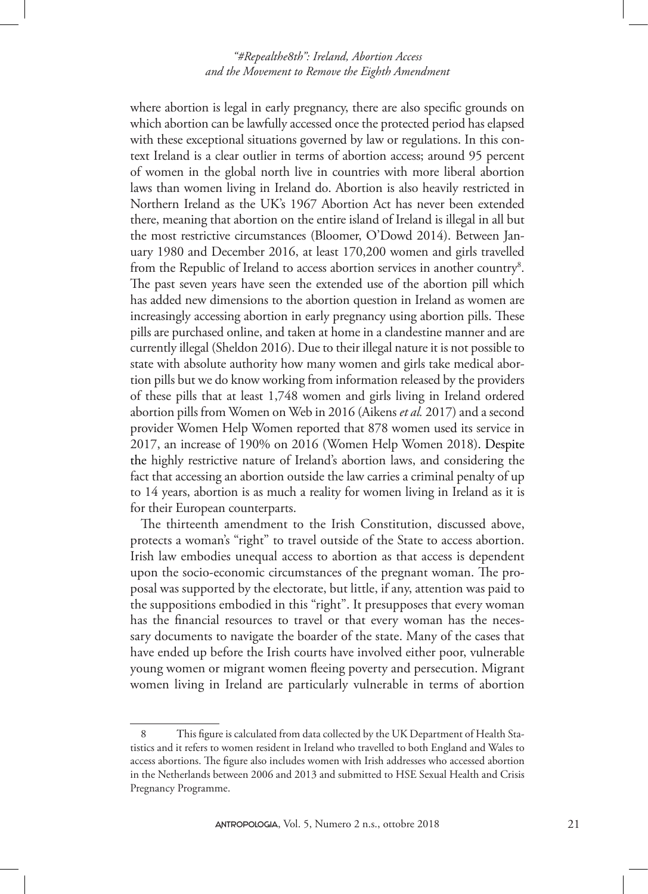where abortion is legal in early pregnancy, there are also specific grounds on which abortion can be lawfully accessed once the protected period has elapsed with these exceptional situations governed by law or regulations. In this context Ireland is a clear outlier in terms of abortion access; around 95 percent of women in the global north live in countries with more liberal abortion laws than women living in Ireland do. Abortion is also heavily restricted in Northern Ireland as the UK's 1967 Abortion Act has never been extended there, meaning that abortion on the entire island of Ireland is illegal in all but the most restrictive circumstances (Bloomer, O'Dowd 2014). Between January 1980 and December 2016, at least 170,200 women and girls travelled from the Republic of Ireland to access abortion services in another country[8]. The past seven years have seen the extended use of the abortion pill which has added new dimensions to the abortion question in Ireland as women are increasingly accessing abortion in early pregnancy using abortion pills. These pills are purchased online, and taken at home in a clandestine manner and are currently illegal (Sheldon 2016). Due to their illegal nature it is not possible to state with absolute authority how many women and girls take medical abortion pills but we do know working from information released by the providers of these pills that at least 1,748 women and girls living in Ireland ordered abortion pills from Women on Web in 2016 (Aikens *et al.* 2017) and a second provider Women Help Women reported that 878 women used its service in 2017, an increase of 190% on 2016 (Women Help Women 2018). Despite the highly restrictive nature of Ireland's abortion laws, and considering the fact that accessing an abortion outside the law carries a criminal penalty of up to 14 years, abortion is as much a reality for women living in Ireland as it is for their European counterparts.

The thirteenth amendment to the Irish Constitution, discussed above, protects a woman's "right" to travel outside of the State to access abortion. Irish law embodies unequal access to abortion as that access is dependent upon the socio-economic circumstances of the pregnant woman. The proposal was supported by the electorate, but little, if any, attention was paid to the suppositions embodied in this "right". It presupposes that every woman has the financial resources to travel or that every woman has the necessary documents to navigate the boarder of the state. Many of the cases that have ended up before the Irish courts have involved either poor, vulnerable young women or migrant women fleeing poverty and persecution. Migrant women living in Ireland are particularly vulnerable in terms of abortion

---

8 This figure is calculated from data collected by the UK Department of Health Statistics and it refers to women resident in Ireland who travelled to both England and Wales to access abortions. The figure also includes women with Irish addresses who accessed abortion in the Netherlands between 2006 and 2013 and submitted to HSE Sexual Health and Crisis Pregnancy Programme.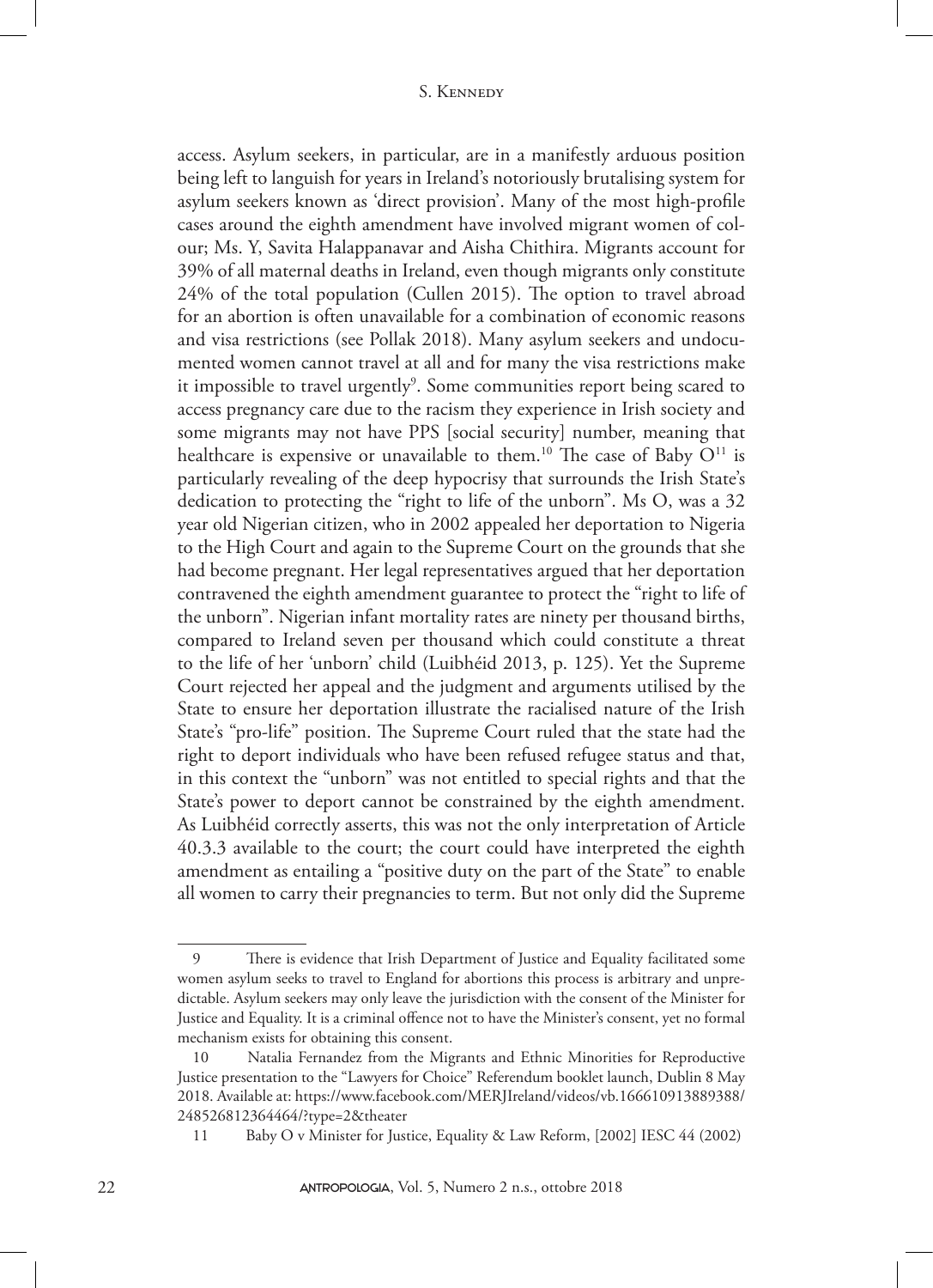access. Asylum seekers, in particular, are in a manifestly arduous position being left to languish for years in Ireland's notoriously brutalising system for asylum seekers known as 'direct provision'. Many of the most high-profile cases around the eighth amendment have involved migrant women of colour; Ms. Y, Savita Halappanavar and Aisha Chithira. Migrants account for 39% of all maternal deaths in Ireland, even though migrants only constitute 24% of the total population (Cullen 2015). The option to travel abroad for an abortion is often unavailable for a combination of economic reasons and visa restrictions (see Pollak 2018). Many asylum seekers and undocumented women cannot travel at all and for many the visa restrictions make it impossible to travel urgently[9]. Some communities report being scared to access pregnancy care due to the racism they experience in Irish society and some migrants may not have PPS [social security] number, meaning that healthcare is expensive or unavailable to them.[10] The case of Baby O[11] is particularly revealing of the deep hypocrisy that surrounds the Irish State's dedication to protecting the "right to life of the unborn". Ms O, was a 32 year old Nigerian citizen, who in 2002 appealed her deportation to Nigeria to the High Court and again to the Supreme Court on the grounds that she had become pregnant. Her legal representatives argued that her deportation contravened the eighth amendment guarantee to protect the "right to life of the unborn". Nigerian infant mortality rates are ninety per thousand births, compared to Ireland seven per thousand which could constitute a threat to the life of her 'unborn' child (Luibhéid 2013, p. 125). Yet the Supreme Court rejected her appeal and the judgment and arguments utilised by the State to ensure her deportation illustrate the racialised nature of the Irish State's "pro-life" position. The Supreme Court ruled that the state had the right to deport individuals who have been refused refugee status and that, in this context the "unborn" was not entitled to special rights and that the State's power to deport cannot be constrained by the eighth amendment. As Luibhéid correctly asserts, this was not the only interpretation of Article 40.3.3 available to the court; the court could have interpreted the eighth amendment as entailing a "positive duty on the part of the State" to enable all women to carry their pregnancies to term. But not only did the Supreme

---

9 There is evidence that Irish Department of Justice and Equality facilitated some women asylum seeks to travel to England for abortions this process is arbitrary and unpredictable. Asylum seekers may only leave the jurisdiction with the consent of the Minister for Justice and Equality. It is a criminal offence not to have the Minister's consent, yet no formal mechanism exists for obtaining this consent.

10 Natalia Fernandez from the Migrants and Ethnic Minorities for Reproductive Justice presentation to the "Lawyers for Choice" Referendum booklet launch, Dublin 8 May 2018. Available at: https://www.facebook.com/MERJIreland/videos/vb.166610913889388/248526812364464/?type=2&theater

11 Baby O v Minister for Justice, Equality & Law Reform, [2002] IESC 44 (2002)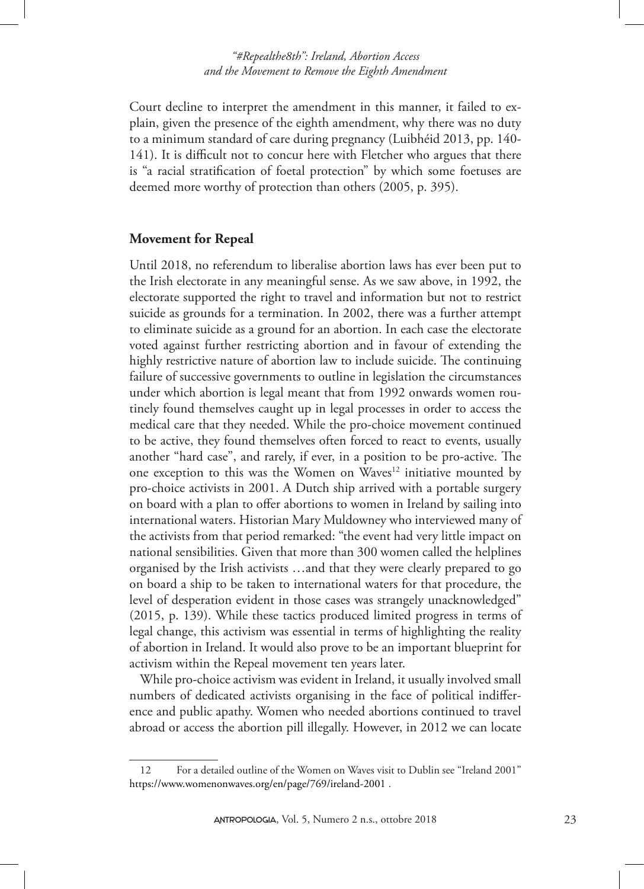Court decline to interpret the amendment in this manner, it failed to explain, given the presence of the eighth amendment, why there was no duty to a minimum standard of care during pregnancy (Luibhéid 2013, pp. 140-141). It is difficult not to concur here with Fletcher who argues that there is "a racial stratification of foetal protection" by which some foetuses are deemed more worthy of protection than others (2005, p. 395).

## Movement for Repeal

Until 2018, no referendum to liberalise abortion laws has ever been put to the Irish electorate in any meaningful sense. As we saw above, in 1992, the electorate supported the right to travel and information but not to restrict suicide as grounds for a termination. In 2002, there was a further attempt to eliminate suicide as a ground for an abortion. In each case the electorate voted against further restricting abortion and in favour of extending the highly restrictive nature of abortion law to include suicide. The continuing failure of successive governments to outline in legislation the circumstances under which abortion is legal meant that from 1992 onwards women routinely found themselves caught up in legal processes in order to access the medical care that they needed. While the pro-choice movement continued to be active, they found themselves often forced to react to events, usually another "hard case", and rarely, if ever, in a position to be pro-active. The one exception to this was the Women on Waves[12] initiative mounted by pro-choice activists in 2001. A Dutch ship arrived with a portable surgery on board with a plan to offer abortions to women in Ireland by sailing into international waters. Historian Mary Muldowney who interviewed many of the activists from that period remarked: "the event had very little impact on national sensibilities. Given that more than 300 women called the helplines organised by the Irish activists …and that they were clearly prepared to go on board a ship to be taken to international waters for that procedure, the level of desperation evident in those cases was strangely unacknowledged" (2015, p. 139). While these tactics produced limited progress in terms of legal change, this activism was essential in terms of highlighting the reality of abortion in Ireland. It would also prove to be an important blueprint for activism within the Repeal movement ten years later.

While pro-choice activism was evident in Ireland, it usually involved small numbers of dedicated activists organising in the face of political indifference and public apathy. Women who needed abortions continued to travel abroad or access the abortion pill illegally. However, in 2012 we can locate

---

12 For a detailed outline of the Women on Waves visit to Dublin see "Ireland 2001" https://www.womenonwaves.org/en/page/769/ireland-2001 .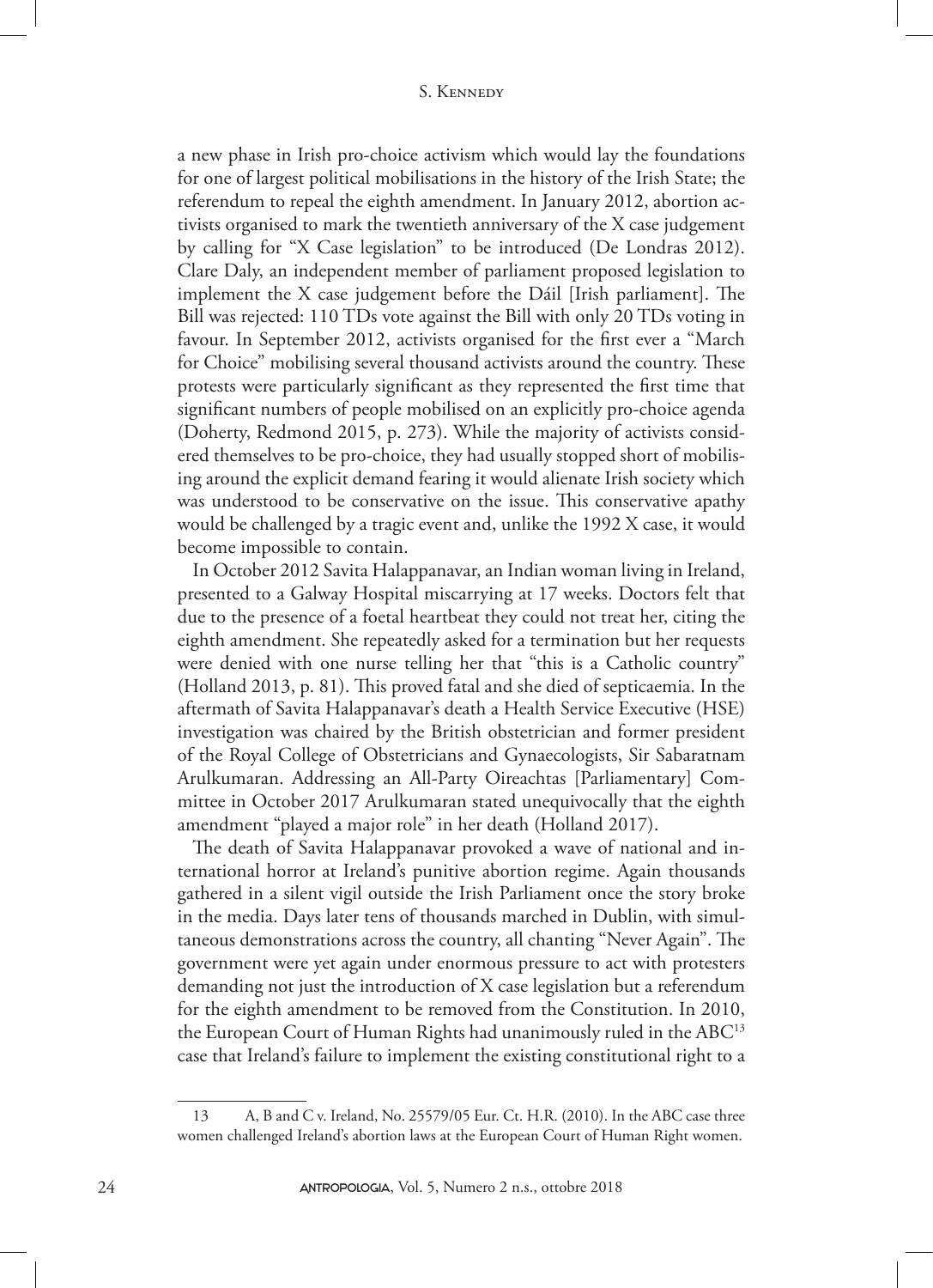a new phase in Irish pro-choice activism which would lay the foundations for one of largest political mobilisations in the history of the Irish State; the referendum to repeal the eighth amendment. In January 2012, abortion activists organised to mark the twentieth anniversary of the X case judgement by calling for "X Case legislation" to be introduced (De Londras 2012). Clare Daly, an independent member of parliament proposed legislation to implement the X case judgement before the Dáil [Irish parliament]. The Bill was rejected: 110 TDs vote against the Bill with only 20 TDs voting in favour. In September 2012, activists organised for the first ever a "March for Choice" mobilising several thousand activists around the country. These protests were particularly significant as they represented the first time that significant numbers of people mobilised on an explicitly pro-choice agenda (Doherty, Redmond 2015, p. 273). While the majority of activists considered themselves to be pro-choice, they had usually stopped short of mobilising around the explicit demand fearing it would alienate Irish society which was understood to be conservative on the issue. This conservative apathy would be challenged by a tragic event and, unlike the 1992 X case, it would become impossible to contain.

In October 2012 Savita Halappanavar, an Indian woman living in Ireland, presented to a Galway Hospital miscarrying at 17 weeks. Doctors felt that due to the presence of a foetal heartbeat they could not treat her, citing the eighth amendment. She repeatedly asked for a termination but her requests were denied with one nurse telling her that "this is a Catholic country" (Holland 2013, p. 81). This proved fatal and she died of septicaemia. In the aftermath of Savita Halappanavar's death a Health Service Executive (HSE) investigation was chaired by the British obstetrician and former president of the Royal College of Obstetricians and Gynaecologists, Sir Sabaratnam Arulkumaran. Addressing an All-Party Oireachtas [Parliamentary] Committee in October 2017 Arulkumaran stated unequivocally that the eighth amendment "played a major role" in her death (Holland 2017).

The death of Savita Halappanavar provoked a wave of national and international horror at Ireland's punitive abortion regime. Again thousands gathered in a silent vigil outside the Irish Parliament once the story broke in the media. Days later tens of thousands marched in Dublin, with simultaneous demonstrations across the country, all chanting "Never Again". The government were yet again under enormous pressure to act with protesters demanding not just the introduction of X case legislation but a referendum for the eighth amendment to be removed from the Constitution. In 2010, the European Court of Human Rights had unanimously ruled in the ABC[13] case that Ireland's failure to implement the existing constitutional right to a

13 A, B and C v. Ireland, No. 25579/05 Eur. Ct. H.R. (2010). In the ABC case three women challenged Ireland's abortion laws at the European Court of Human Right women.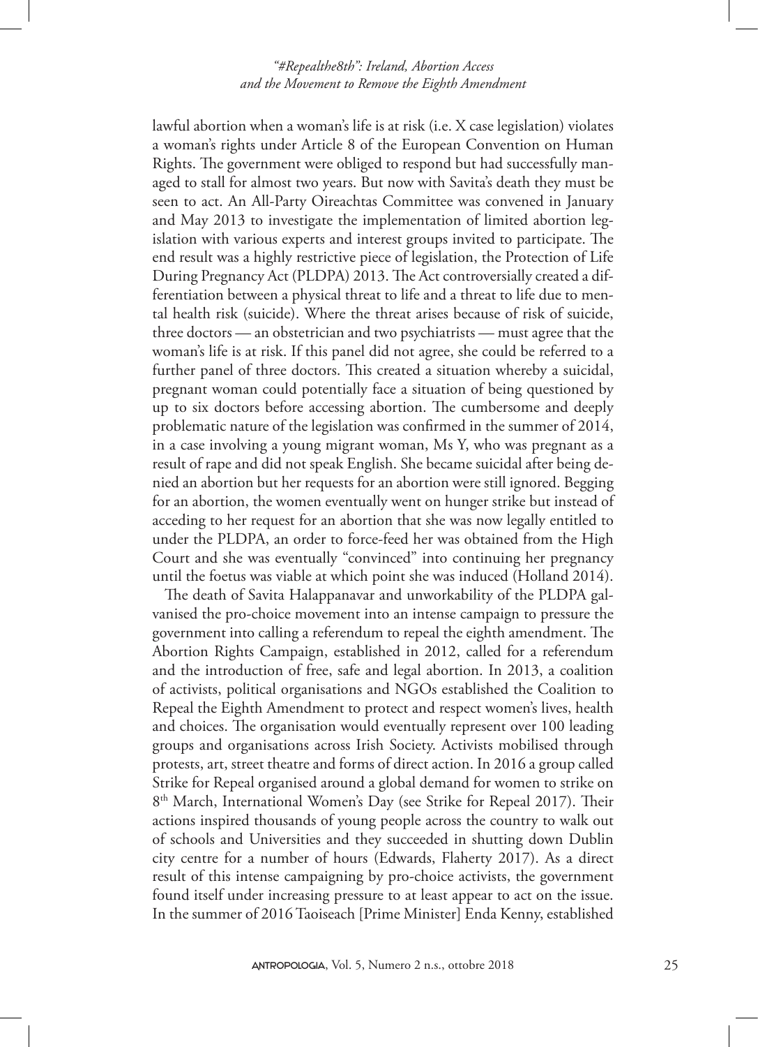lawful abortion when a woman's life is at risk (i.e. X case legislation) violates a woman's rights under Article 8 of the European Convention on Human Rights. The government were obliged to respond but had successfully managed to stall for almost two years. But now with Savita's death they must be seen to act. An All-Party Oireachtas Committee was convened in January and May 2013 to investigate the implementation of limited abortion legislation with various experts and interest groups invited to participate. The end result was a highly restrictive piece of legislation, the Protection of Life During Pregnancy Act (PLDPA) 2013. The Act controversially created a differentiation between a physical threat to life and a threat to life due to mental health risk (suicide). Where the threat arises because of risk of suicide, three doctors — an obstetrician and two psychiatrists — must agree that the woman's life is at risk. If this panel did not agree, she could be referred to a further panel of three doctors. This created a situation whereby a suicidal, pregnant woman could potentially face a situation of being questioned by up to six doctors before accessing abortion. The cumbersome and deeply problematic nature of the legislation was confirmed in the summer of 2014, in a case involving a young migrant woman, Ms Y, who was pregnant as a result of rape and did not speak English. She became suicidal after being denied an abortion but her requests for an abortion were still ignored. Begging for an abortion, the women eventually went on hunger strike but instead of acceding to her request for an abortion that she was now legally entitled to under the PLDPA, an order to force-feed her was obtained from the High Court and she was eventually "convinced" into continuing her pregnancy until the foetus was viable at which point she was induced (Holland 2014).

The death of Savita Halappanavar and unworkability of the PLDPA galvanised the pro-choice movement into an intense campaign to pressure the government into calling a referendum to repeal the eighth amendment. The Abortion Rights Campaign, established in 2012, called for a referendum and the introduction of free, safe and legal abortion. In 2013, a coalition of activists, political organisations and NGOs established the Coalition to Repeal the Eighth Amendment to protect and respect women's lives, health and choices. The organisation would eventually represent over 100 leading groups and organisations across Irish Society. Activists mobilised through protests, art, street theatre and forms of direct action. In 2016 a group called Strike for Repeal organised around a global demand for women to strike on 8th March, International Women's Day (see Strike for Repeal 2017). Their actions inspired thousands of young people across the country to walk out of schools and Universities and they succeeded in shutting down Dublin city centre for a number of hours (Edwards, Flaherty 2017). As a direct result of this intense campaigning by pro-choice activists, the government found itself under increasing pressure to at least appear to act on the issue. In the summer of 2016 Taoiseach [Prime Minister] Enda Kenny, established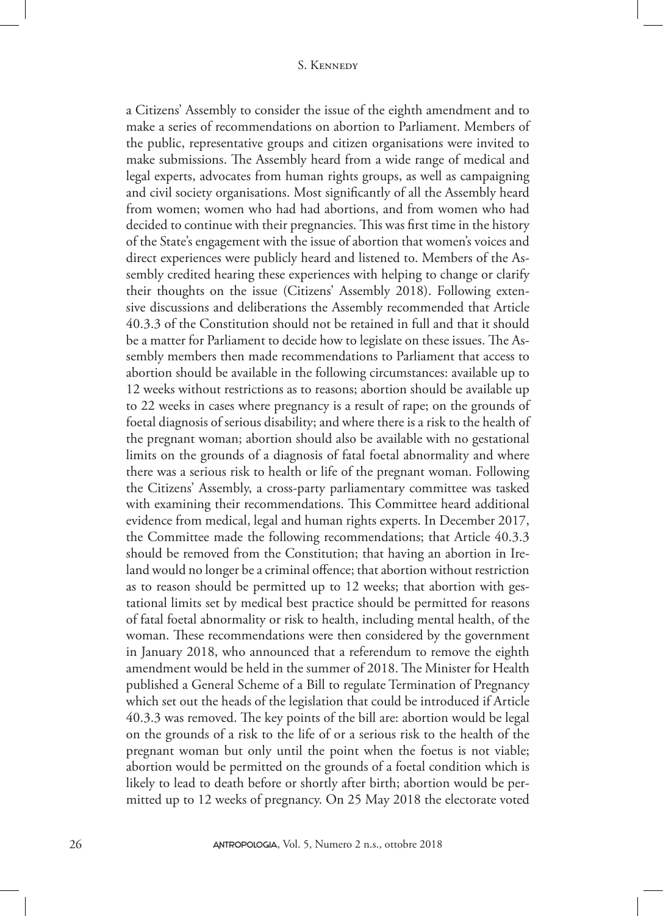a Citizens' Assembly to consider the issue of the eighth amendment and to make a series of recommendations on abortion to Parliament. Members of the public, representative groups and citizen organisations were invited to make submissions. The Assembly heard from a wide range of medical and legal experts, advocates from human rights groups, as well as campaigning and civil society organisations. Most significantly of all the Assembly heard from women; women who had had abortions, and from women who had decided to continue with their pregnancies. This was first time in the history of the State's engagement with the issue of abortion that women's voices and direct experiences were publicly heard and listened to. Members of the Assembly credited hearing these experiences with helping to change or clarify their thoughts on the issue (Citizens' Assembly 2018). Following extensive discussions and deliberations the Assembly recommended that Article 40.3.3 of the Constitution should not be retained in full and that it should be a matter for Parliament to decide how to legislate on these issues. The Assembly members then made recommendations to Parliament that access to abortion should be available in the following circumstances: available up to 12 weeks without restrictions as to reasons; abortion should be available up to 22 weeks in cases where pregnancy is a result of rape; on the grounds of foetal diagnosis of serious disability; and where there is a risk to the health of the pregnant woman; abortion should also be available with no gestational limits on the grounds of a diagnosis of fatal foetal abnormality and where there was a serious risk to health or life of the pregnant woman. Following the Citizens' Assembly, a cross-party parliamentary committee was tasked with examining their recommendations. This Committee heard additional evidence from medical, legal and human rights experts. In December 2017, the Committee made the following recommendations; that Article 40.3.3 should be removed from the Constitution; that having an abortion in Ireland would no longer be a criminal offence; that abortion without restriction as to reason should be permitted up to 12 weeks; that abortion with gestational limits set by medical best practice should be permitted for reasons of fatal foetal abnormality or risk to health, including mental health, of the woman. These recommendations were then considered by the government in January 2018, who announced that a referendum to remove the eighth amendment would be held in the summer of 2018. The Minister for Health published a General Scheme of a Bill to regulate Termination of Pregnancy which set out the heads of the legislation that could be introduced if Article 40.3.3 was removed. The key points of the bill are: abortion would be legal on the grounds of a risk to the life of or a serious risk to the health of the pregnant woman but only until the point when the foetus is not viable; abortion would be permitted on the grounds of a foetal condition which is likely to lead to death before or shortly after birth; abortion would be permitted up to 12 weeks of pregnancy. On 25 May 2018 the electorate voted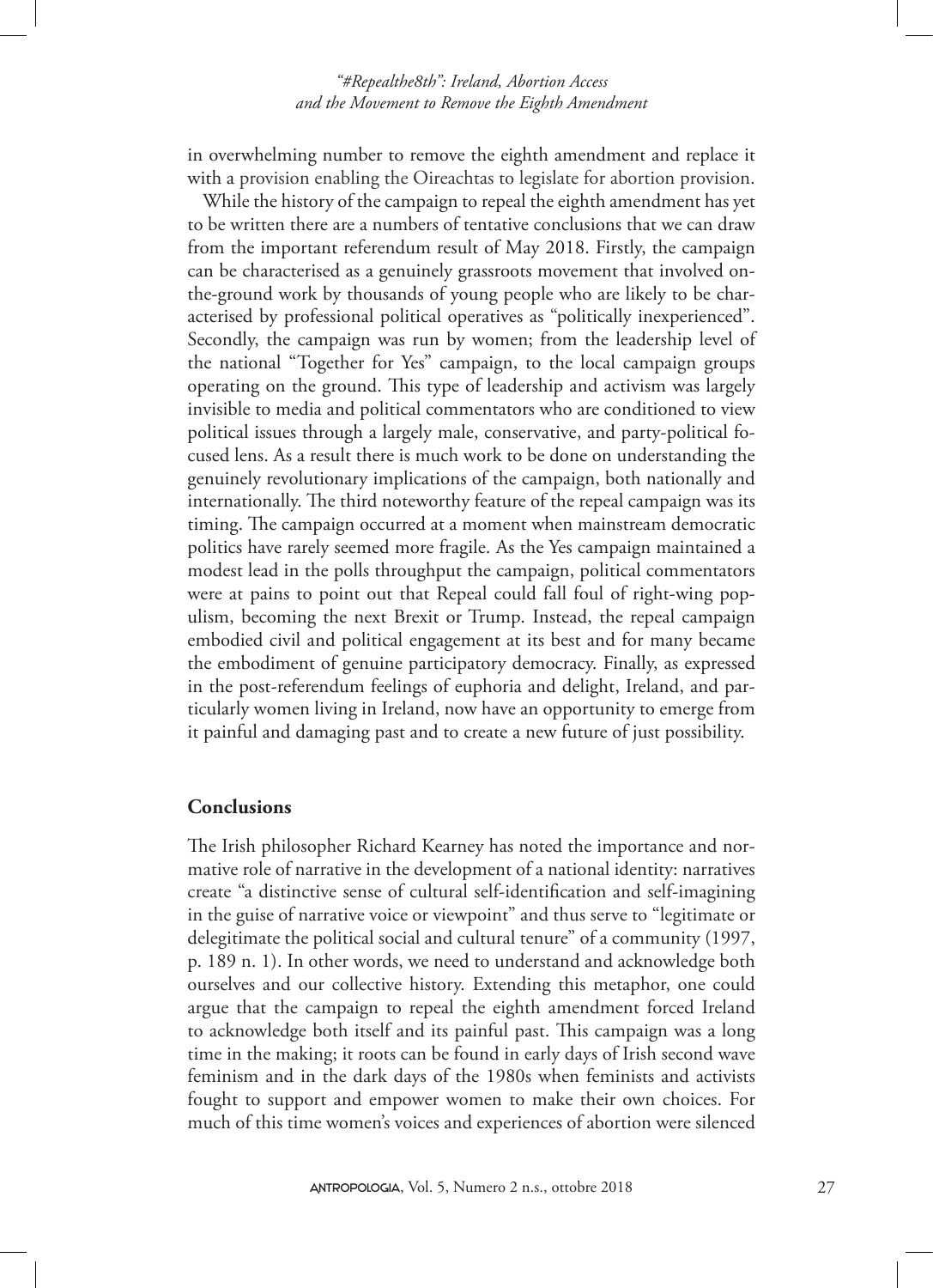in overwhelming number to remove the eighth amendment and replace it with a provision enabling the Oireachtas to legislate for abortion provision.

While the history of the campaign to repeal the eighth amendment has yet to be written there are a numbers of tentative conclusions that we can draw from the important referendum result of May 2018. Firstly, the campaign can be characterised as a genuinely grassroots movement that involved on-the-ground work by thousands of young people who are likely to be characterised by professional political operatives as "politically inexperienced". Secondly, the campaign was run by women; from the leadership level of the national "Together for Yes" campaign, to the local campaign groups operating on the ground. This type of leadership and activism was largely invisible to media and political commentators who are conditioned to view political issues through a largely male, conservative, and party-political focused lens. As a result there is much work to be done on understanding the genuinely revolutionary implications of the campaign, both nationally and internationally. The third noteworthy feature of the repeal campaign was its timing. The campaign occurred at a moment when mainstream democratic politics have rarely seemed more fragile. As the Yes campaign maintained a modest lead in the polls throughput the campaign, political commentators were at pains to point out that Repeal could fall foul of right-wing populism, becoming the next Brexit or Trump. Instead, the repeal campaign embodied civil and political engagement at its best and for many became the embodiment of genuine participatory democracy. Finally, as expressed in the post-referendum feelings of euphoria and delight, Ireland, and particularly women living in Ireland, now have an opportunity to emerge from it painful and damaging past and to create a new future of just possibility.

## Conclusions

The Irish philosopher Richard Kearney has noted the importance and normative role of narrative in the development of a national identity: narratives create "a distinctive sense of cultural self-identification and self-imagining in the guise of narrative voice or viewpoint" and thus serve to "legitimate or delegitimate the political social and cultural tenure" of a community (1997, p. 189 n. 1). In other words, we need to understand and acknowledge both ourselves and our collective history. Extending this metaphor, one could argue that the campaign to repeal the eighth amendment forced Ireland to acknowledge both itself and its painful past. This campaign was a long time in the making; it roots can be found in early days of Irish second wave feminism and in the dark days of the 1980s when feminists and activists fought to support and empower women to make their own choices. For much of this time women's voices and experiences of abortion were silenced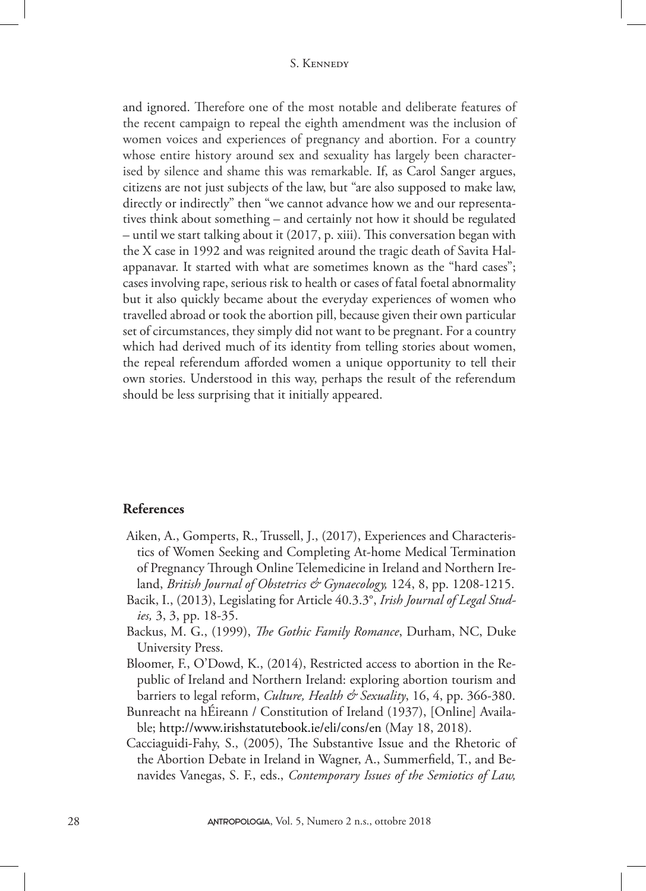and ignored. Therefore one of the most notable and deliberate features of the recent campaign to repeal the eighth amendment was the inclusion of women voices and experiences of pregnancy and abortion. For a country whose entire history around sex and sexuality has largely been characterised by silence and shame this was remarkable. If, as Carol Sanger argues, citizens are not just subjects of the law, but "are also supposed to make law, directly or indirectly" then "we cannot advance how we and our representatives think about something – and certainly not how it should be regulated – until we start talking about it (2017, p. xiii). This conversation began with the X case in 1992 and was reignited around the tragic death of Savita Halappanavar. It started with what are sometimes known as the "hard cases"; cases involving rape, serious risk to health or cases of fatal foetal abnormality but it also quickly became about the everyday experiences of women who travelled abroad or took the abortion pill, because given their own particular set of circumstances, they simply did not want to be pregnant. For a country which had derived much of its identity from telling stories about women, the repeal referendum afforded women a unique opportunity to tell their own stories. Understood in this way, perhaps the result of the referendum should be less surprising that it initially appeared.

## References

Aiken, A., Gomperts, R., Trussell, J., (2017), Experiences and Characteristics of Women Seeking and Completing At-home Medical Termination of Pregnancy Through Online Telemedicine in Ireland and Northern Ireland, *British Journal of Obstetrics & Gynaecology,* 124, 8, pp. 1208-1215.

Bacik, I., (2013), Legislating for Article 40.3.3°, *Irish Journal of Legal Studies,* 3, 3, pp. 18-35.

Backus, M. G., (1999), *The Gothic Family Romance*, Durham, NC, Duke University Press.

Bloomer, F., O'Dowd, K., (2014), Restricted access to abortion in the Republic of Ireland and Northern Ireland: exploring abortion tourism and barriers to legal reform, *Culture, Health & Sexuality*, 16, 4, pp. 366-380.

Bunreacht na hÉireann / Constitution of Ireland (1937), [Online] Available; http://www.irishstatutebook.ie/eli/cons/en (May 18, 2018).

Cacciaguidi-Fahy, S., (2005), The Substantive Issue and the Rhetoric of the Abortion Debate in Ireland in Wagner, A., Summerfield, T., and Benavides Vanegas, S. F., eds., *Contemporary Issues of the Semiotics of Law,*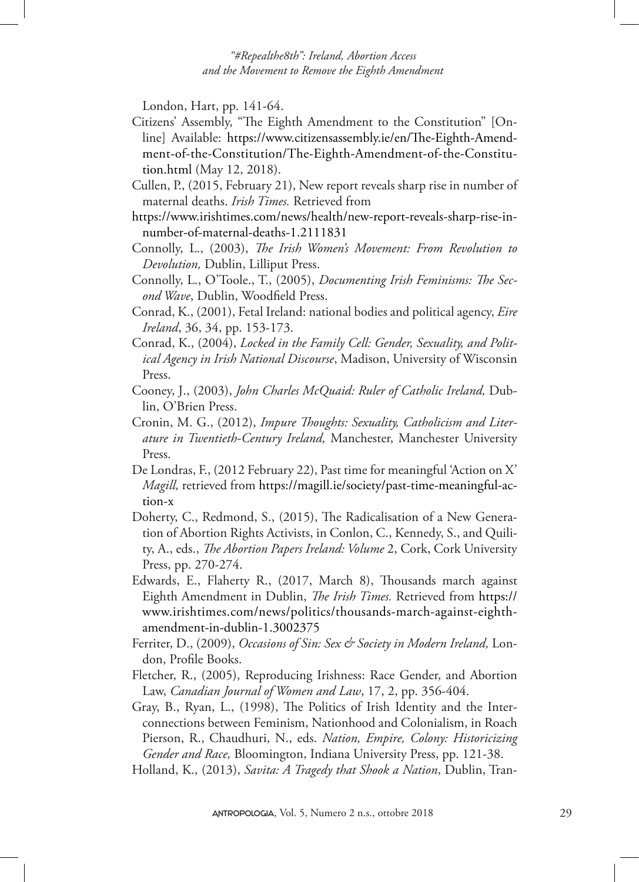London, Hart, pp. 141-64.

Citizens' Assembly, "The Eighth Amendment to the Constitution" [Online] Available: https://www.citizensassembly.ie/en/The-Eighth-Amendment-of-the-Constitution/The-Eighth-Amendment-of-the-Constitution.html (May 12, 2018).

Cullen, P., (2015, February 21), New report reveals sharp rise in number of maternal deaths. *Irish Times.* Retrieved from

https://www.irishtimes.com/news/health/new-report-reveals-sharp-rise-in-number-of-maternal-deaths-1.2111831

Connolly, L., (2003), *The Irish Women's Movement: From Revolution to Devolution,* Dublin, Lilliput Press.

Connolly, L., O'Toole., T., (2005), *Documenting Irish Feminisms: The Second Wave*, Dublin, Woodfield Press.

Conrad, K., (2001), Fetal Ireland: national bodies and political agency, *Eire Ireland*, 36, 34, pp. 153-173.

Conrad, K., (2004), *Locked in the Family Cell: Gender, Sexuality, and Political Agency in Irish National Discourse*, Madison, University of Wisconsin Press.

Cooney, J., (2003), *John Charles McQuaid: Ruler of Catholic Ireland,* Dublin, O'Brien Press.

Cronin, M. G., (2012), *Impure Thoughts: Sexuality, Catholicism and Literature in Twentieth-Century Ireland,* Manchester, Manchester University Press.

De Londras, F., (2012 February 22), Past time for meaningful 'Action on X' *Magill,* retrieved from https://magill.ie/society/past-time-meaningful-action-x

Doherty, C., Redmond, S., (2015), The Radicalisation of a New Generation of Abortion Rights Activists, in Conlon, C., Kennedy, S., and Quility, A., eds., *The Abortion Papers Ireland: Volume* 2, Cork, Cork University Press, pp. 270-274.

Edwards, E., Flaherty R., (2017, March 8), Thousands march against Eighth Amendment in Dublin, *The Irish Times.* Retrieved from https://www.irishtimes.com/news/politics/thousands-march-against-eighth-amendment-in-dublin-1.3002375

Ferriter, D., (2009), *Occasions of Sin: Sex & Society in Modern Ireland,* London, Profile Books.

Fletcher, R., (2005), Reproducing Irishness: Race Gender, and Abortion Law, *Canadian Journal of Women and Law*, 17, 2, pp. 356-404.

Gray, B., Ryan, L., (1998), The Politics of Irish Identity and the Interconnections between Feminism, Nationhood and Colonialism, in Roach Pierson, R., Chaudhuri, N., eds. *Nation, Empire, Colony: Historicizing Gender and Race,* Bloomington, Indiana University Press, pp. 121-38.

Holland, K., (2013), *Savita: A Tragedy that Shook a Nation*, Dublin, Tran-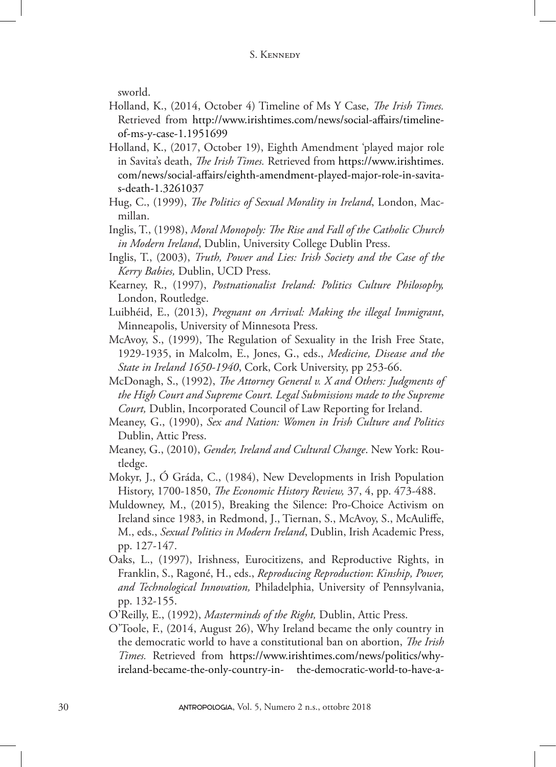sworld.

Holland, K., (2014, October 4) Timeline of Ms Y Case, *The Irish Times.* Retrieved from http://www.irishtimes.com/news/social-affairs/timeline-of-ms-y-case-1.1951699

Holland, K., (2017, October 19), Eighth Amendment 'played major role in Savita's death, *The Irish Times.* Retrieved from https://www.irishtimes.com/news/social-affairs/eighth-amendment-played-major-role-in-savitas-death-1.3261037

Hug, C., (1999), *The Politics of Sexual Morality in Ireland*, London, Macmillan.

Inglis, T., (1998), *Moral Monopoly: The Rise and Fall of the Catholic Church in Modern Ireland*, Dublin, University College Dublin Press.

Inglis, T., (2003), *Truth, Power and Lies: Irish Society and the Case of the Kerry Babies,* Dublin, UCD Press.

Kearney, R., (1997), *Postnationalist Ireland: Politics Culture Philosophy,* London, Routledge.

Luibhéid, E., (2013), *Pregnant on Arrival: Making the illegal Immigrant*, Minneapolis, University of Minnesota Press.

McAvoy, S., (1999), The Regulation of Sexuality in the Irish Free State, 1929-1935, in Malcolm, E., Jones, G., eds., *Medicine, Disease and the State in Ireland 1650-1940*, Cork, Cork University, pp 253-66.

McDonagh, S., (1992), *The Attorney General v. X and Others: Judgments of the High Court and Supreme Court. Legal Submissions made to the Supreme Court,* Dublin, Incorporated Council of Law Reporting for Ireland.

Meaney, G., (1990), *Sex and Nation: Women in Irish Culture and Politics* Dublin, Attic Press.

Meaney, G., (2010), *Gender, Ireland and Cultural Change*. New York: Routledge.

Mokyr, J., Ó Gráda, C., (1984), New Developments in Irish Population History, 1700-1850, *The Economic History Review,* 37, 4, pp. 473-488.

Muldowney, M., (2015), Breaking the Silence: Pro-Choice Activism on Ireland since 1983, in Redmond, J., Tiernan, S., McAvoy, S., McAuliffe, M., eds., *Sexual Politics in Modern Ireland*, Dublin, Irish Academic Press, pp. 127-147.

Oaks, L., (1997), Irishness, Eurocitizens, and Reproductive Rights, in Franklin, S., Ragoné, H., eds., *Reproducing Reproduction*: *Kinship, Power, and Technological Innovation,* Philadelphia, University of Pennsylvania, pp. 132-155.

O'Reilly, E., (1992), *Masterminds of the Right,* Dublin, Attic Press.

O'Toole, F., (2014, August 26), Why Ireland became the only country in the democratic world to have a constitutional ban on abortion, *The Irish Times.* Retrieved from https://www.irishtimes.com/news/politics/why-ireland-became-the-only-country-in- the-democratic-world-to-have-a-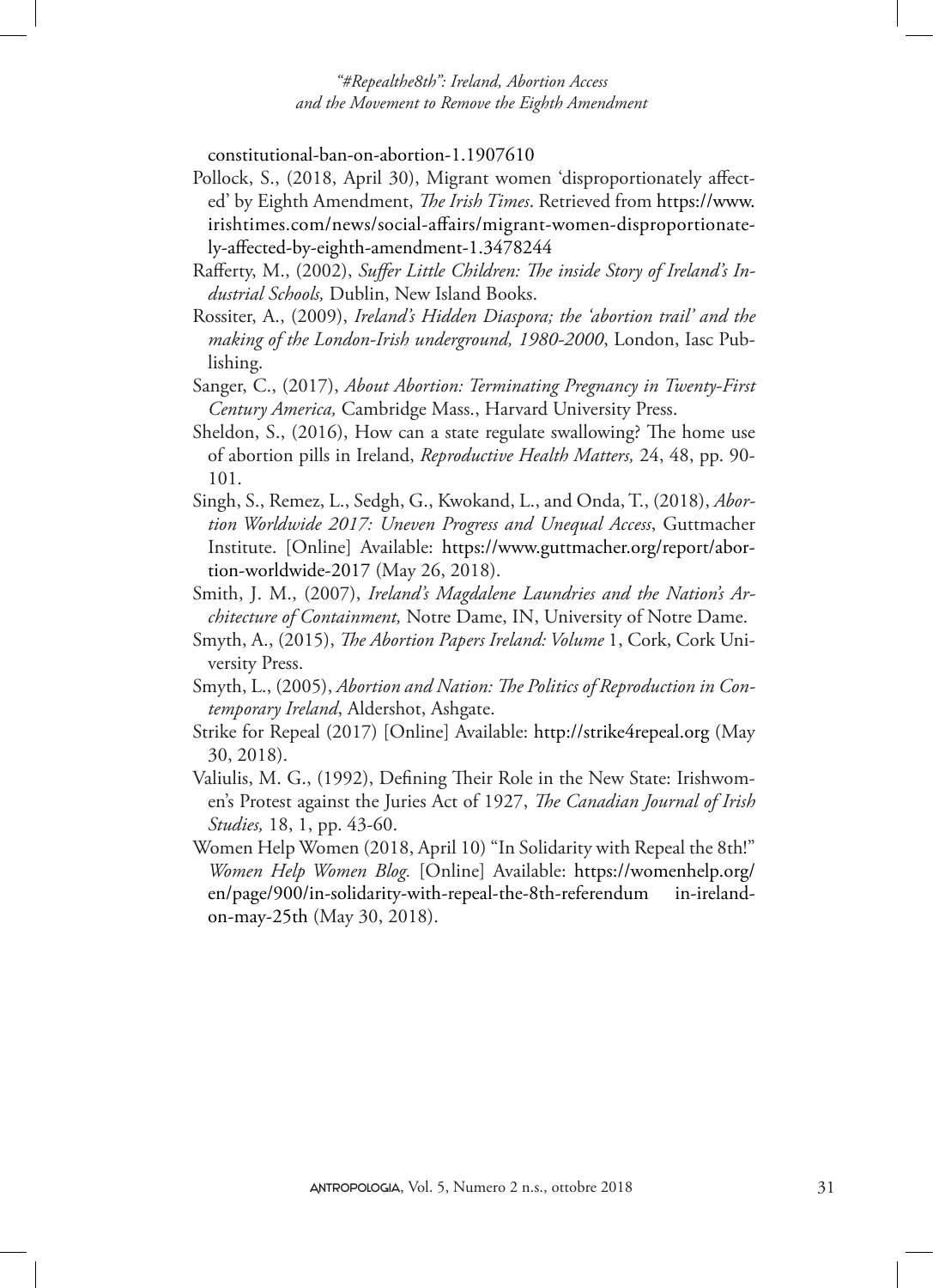constitutional-ban-on-abortion-1.1907610

Pollock, S., (2018, April 30), Migrant women 'disproportionately affected' by Eighth Amendment, *The Irish Times*. Retrieved from https://www.irishtimes.com/news/social-affairs/migrant-women-disproportionately-affected-by-eighth-amendment-1.3478244

Rafferty, M., (2002), *Suffer Little Children: The inside Story of Ireland's Industrial Schools,* Dublin, New Island Books.

Rossiter, A., (2009), *Ireland's Hidden Diaspora; the 'abortion trail' and the making of the London-Irish underground, 1980-2000*, London, Iasc Publishing.

Sanger, C., (2017), *About Abortion: Terminating Pregnancy in Twenty-First Century America,* Cambridge Mass., Harvard University Press.

Sheldon, S., (2016), How can a state regulate swallowing? The home use of abortion pills in Ireland, *Reproductive Health Matters,* 24, 48, pp. 90-101.

Singh, S., Remez, L., Sedgh, G., Kwokand, L., and Onda, T., (2018), *Abortion Worldwide 2017: Uneven Progress and Unequal Access*, Guttmacher Institute. [Online] Available: https://www.guttmacher.org/report/abortion-worldwide-2017 (May 26, 2018).

Smith, J. M., (2007), *Ireland's Magdalene Laundries and the Nation's Architecture of Containment,* Notre Dame, IN, University of Notre Dame.

Smyth, A., (2015), *The Abortion Papers Ireland: Volume* 1, Cork, Cork University Press.

Smyth, L., (2005), *Abortion and Nation: The Politics of Reproduction in Contemporary Ireland*, Aldershot, Ashgate.

Strike for Repeal (2017) [Online] Available: http://strike4repeal.org (May 30, 2018).

Valiulis, M. G., (1992), Defining Their Role in the New State: Irishwomen's Protest against the Juries Act of 1927, *The Canadian Journal of Irish Studies,* 18, 1, pp. 43-60.

Women Help Women (2018, April 10) "In Solidarity with Repeal the 8th!" *Women Help Women Blog.* [Online] Available: https://womenhelp.org/en/page/900/in-solidarity-with-repeal-the-8th-referendum in-ireland-on-may-25th (May 30, 2018).